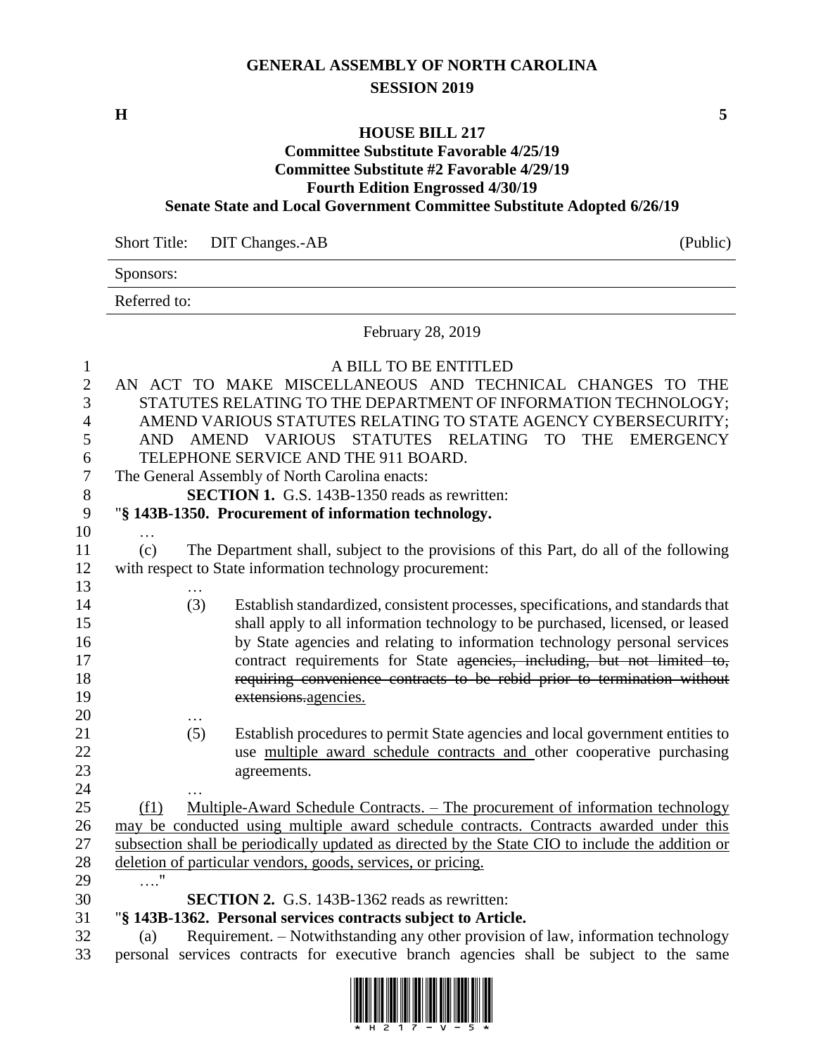# GENERAL ASSEMBLY OF NORTH CAROLINA
## SESSION 2019

**H** **5**

**HOUSE BILL 217**
**Committee Substitute Favorable 4/25/19**
**Committee Substitute #2 Favorable 4/29/19**
**Fourth Edition Engrossed 4/30/19**
**Senate State and Local Government Committee Substitute Adopted 6/26/19**

| Short Title: | DIT Changes.-AB | (Public) |
|---|---|---|
| Sponsors: | | |
| Referred to: | | |

February 28, 2019

A BILL TO BE ENTITLED

AN ACT TO MAKE MISCELLANEOUS AND TECHNICAL CHANGES TO THE STATUTES RELATING TO THE DEPARTMENT OF INFORMATION TECHNOLOGY; AMEND VARIOUS STATUTES RELATING TO STATE AGENCY CYBERSECURITY; AND AMEND VARIOUS STATUTES RELATING TO THE EMERGENCY TELEPHONE SERVICE AND THE 911 BOARD.

The General Assembly of North Carolina enacts:

**SECTION 1.** G.S. 143B-1350 reads as rewritten:

"**§ 143B-1350. Procurement of information technology.**

…

(c) The Department shall, subject to the provisions of this Part, do all of the following with respect to State information technology procurement:

…

(3) Establish standardized, consistent processes, specifications, and standards that shall apply to all information technology to be purchased, licensed, or leased by State agencies and relating to information technology personal services contract requirements for State ~~agencies, including, but not limited to, requiring convenience contracts to be rebid prior to termination without extensions.~~agencies.

…

(5) Establish procedures to permit State agencies and local government entities to use <u>multiple award schedule contracts and</u> other cooperative purchasing agreements.

…

<u>(f1) Multiple-Award Schedule Contracts. – The procurement of information technology may be conducted using multiple award schedule contracts. Contracts awarded under this subsection shall be periodically updated as directed by the State CIO to include the addition or deletion of particular vendors, goods, services, or pricing.</u>

…."

**SECTION 2.** G.S. 143B-1362 reads as rewritten:

"**§ 143B-1362. Personal services contracts subject to Article.**

(a) Requirement. – Notwithstanding any other provision of law, information technology personal services contracts for executive branch agencies shall be subject to the same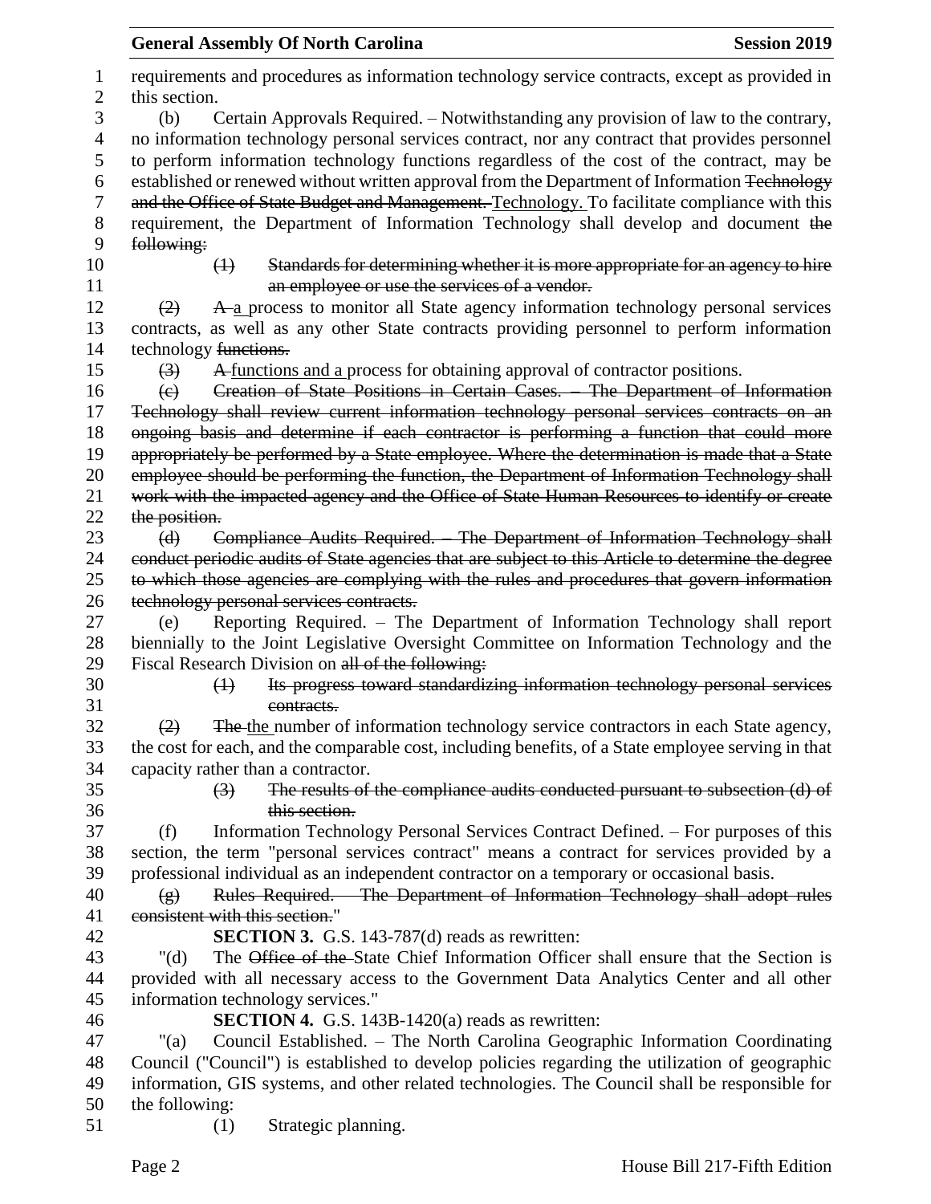requirements and procedures as information technology service contracts, except as provided in this section.

(b) Certain Approvals Required. – Notwithstanding any provision of law to the contrary, no information technology personal services contract, nor any contract that provides personnel to perform information technology functions regardless of the cost of the contract, may be established or renewed without written approval from the Department of Information ~~Technology and the Office of State Budget and Management.~~ Technology. To facilitate compliance with this requirement, the Department of Information Technology shall develop and document ~~the following:~~

~~(1) Standards for determining whether it is more appropriate for an agency to hire an employee or use the services of a vendor.~~

~~(2)~~ ~~A~~ a process to monitor all State agency information technology personal services contracts, as well as any other State contracts providing personnel to perform information technology ~~functions.~~

~~(3)~~ ~~A~~ functions and a process for obtaining approval of contractor positions.

~~(c) Creation of State Positions in Certain Cases. – The Department of Information Technology shall review current information technology personal services contracts on an ongoing basis and determine if each contractor is performing a function that could more appropriately be performed by a State employee. Where the determination is made that a State employee should be performing the function, the Department of Information Technology shall work with the impacted agency and the Office of State Human Resources to identify or create the position.~~

~~(d) Compliance Audits Required. – The Department of Information Technology shall conduct periodic audits of State agencies that are subject to this Article to determine the degree to which those agencies are complying with the rules and procedures that govern information technology personal services contracts.~~

(e) Reporting Required. – The Department of Information Technology shall report biennially to the Joint Legislative Oversight Committee on Information Technology and the Fiscal Research Division on ~~all of the following:~~

~~(1) Its progress toward standardizing information technology personal services contracts.~~

~~(2)~~ ~~The~~ the number of information technology service contractors in each State agency, the cost for each, and the comparable cost, including benefits, of a State employee serving in that capacity rather than a contractor.

~~(3) The results of the compliance audits conducted pursuant to subsection (d) of this section.~~

(f) Information Technology Personal Services Contract Defined. – For purposes of this section, the term "personal services contract" means a contract for services provided by a professional individual as an independent contractor on a temporary or occasional basis.

~~(g) Rules Required. – The Department of Information Technology shall adopt rules consistent with this section.~~"

**SECTION 3.** G.S. 143-787(d) reads as rewritten:

"(d) The ~~Office of the~~ State Chief Information Officer shall ensure that the Section is provided with all necessary access to the Government Data Analytics Center and all other information technology services."

**SECTION 4.** G.S. 143B-1420(a) reads as rewritten:

"(a) Council Established. – The North Carolina Geographic Information Coordinating Council ("Council") is established to develop policies regarding the utilization of geographic information, GIS systems, and other related technologies. The Council shall be responsible for the following:

(1) Strategic planning.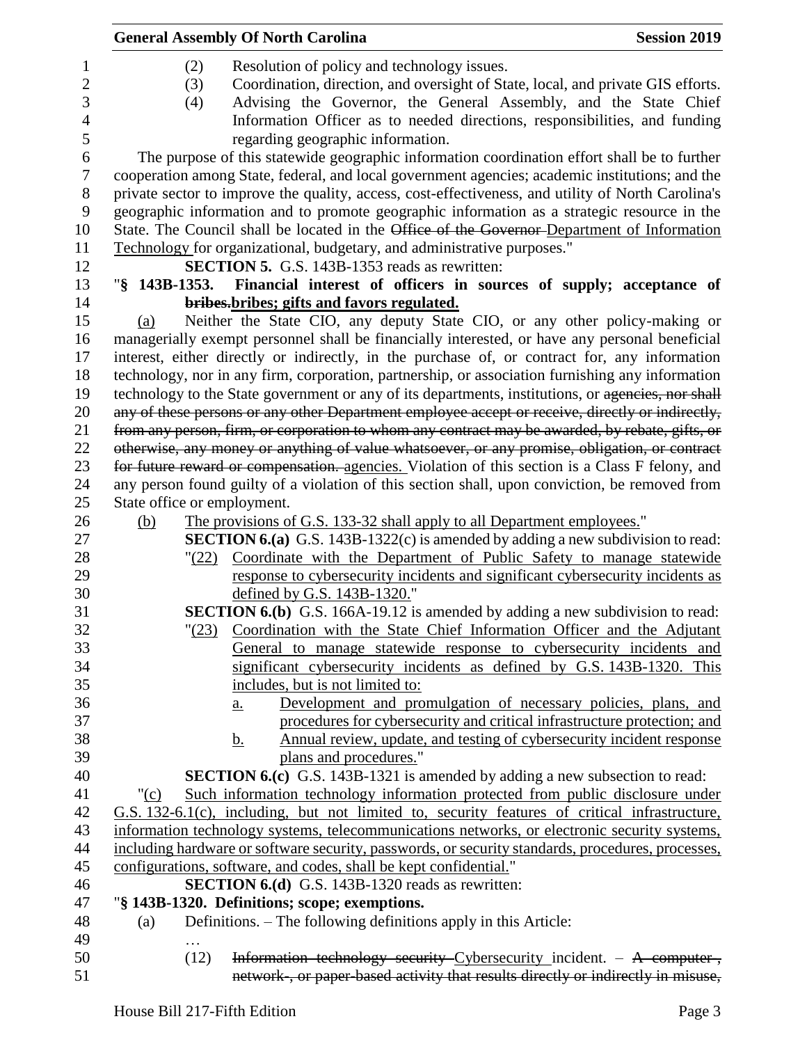(2) Resolution of policy and technology issues.

(3) Coordination, direction, and oversight of State, local, and private GIS efforts.

(4) Advising the Governor, the General Assembly, and the State Chief Information Officer as to needed directions, responsibilities, and funding regarding geographic information.

The purpose of this statewide geographic information coordination effort shall be to further cooperation among State, federal, and local government agencies; academic institutions; and the private sector to improve the quality, access, cost-effectiveness, and utility of North Carolina's geographic information and to promote geographic information as a strategic resource in the State. The Council shall be located in the ~~Office of the Governor~~ Department of Information Technology for organizational, budgetary, and administrative purposes."

**SECTION 5.** G.S. 143B-1353 reads as rewritten:

"**§ 143B-1353. Financial interest of officers in sources of supply; acceptance of ~~bribes.~~bribes; gifts and favors regulated.**

(a) Neither the State CIO, any deputy State CIO, or any other policy-making or managerially exempt personnel shall be financially interested, or have any personal beneficial interest, either directly or indirectly, in the purchase of, or contract for, any information technology, nor in any firm, corporation, partnership, or association furnishing any information technology to the State government or any of its departments, institutions, or ~~agencies, nor shall any of these persons or any other Department employee accept or receive, directly or indirectly, from any person, firm, or corporation to whom any contract may be awarded, by rebate, gifts, or otherwise, any money or anything of value whatsoever, or any promise, obligation, or contract for future reward or compensation.~~ agencies. Violation of this section is a Class F felony, and any person found guilty of a violation of this section shall, upon conviction, be removed from State office or employment.

(b) The provisions of G.S. 133-32 shall apply to all Department employees."

**SECTION 6.(a)** G.S. 143B-1322(c) is amended by adding a new subdivision to read:

"(22) Coordinate with the Department of Public Safety to manage statewide response to cybersecurity incidents and significant cybersecurity incidents as defined by G.S. 143B-1320."

**SECTION 6.(b)** G.S. 166A-19.12 is amended by adding a new subdivision to read:

"(23) Coordination with the State Chief Information Officer and the Adjutant General to manage statewide response to cybersecurity incidents and significant cybersecurity incidents as defined by G.S. 143B-1320. This includes, but is not limited to:

a. Development and promulgation of necessary policies, plans, and procedures for cybersecurity and critical infrastructure protection; and

b. Annual review, update, and testing of cybersecurity incident response plans and procedures."

**SECTION 6.(c)** G.S. 143B-1321 is amended by adding a new subsection to read:

"(c) Such information technology information protected from public disclosure under G.S. 132-6.1(c), including, but not limited to, security features of critical infrastructure, information technology systems, telecommunications networks, or electronic security systems, including hardware or software security, passwords, or security standards, procedures, processes, configurations, software, and codes, shall be kept confidential."

**SECTION 6.(d)** G.S. 143B-1320 reads as rewritten:

"**§ 143B-1320. Definitions; scope; exemptions.**

(a) Definitions. – The following definitions apply in this Article:

…

(12) ~~Information technology security~~ Cybersecurity incident. – ~~A computer-, network-, or paper-based activity that results directly or indirectly in misuse,~~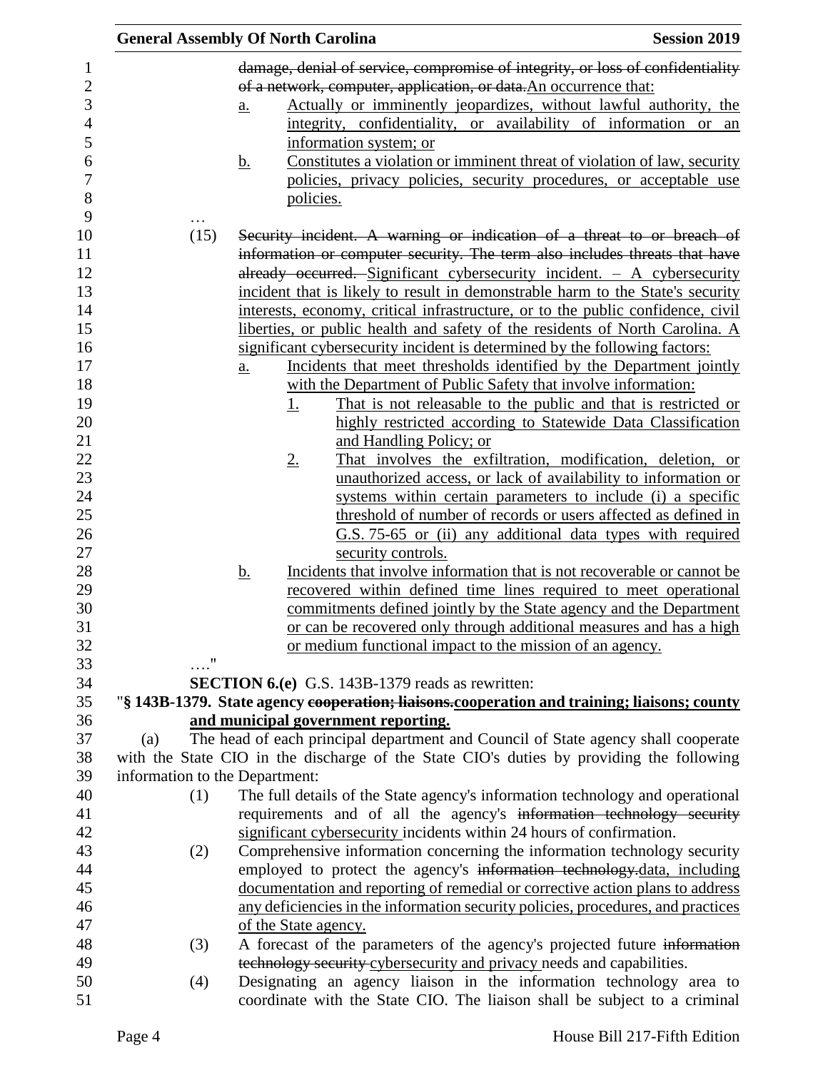damage, denial of service, compromise of integrity, or loss of confidentiality of a network, computer, application, or data. An occurrence that:

a. Actually or imminently jeopardizes, without lawful authority, the integrity, confidentiality, or availability of information or an information system; or

b. Constitutes a violation or imminent threat of violation of law, security policies, privacy policies, security procedures, or acceptable use policies.

…

(15) Security incident. A warning or indication of a threat to or breach of information or computer security. The term also includes threats that have already occurred. Significant cybersecurity incident. – A cybersecurity incident that is likely to result in demonstrable harm to the State's security interests, economy, critical infrastructure, or to the public confidence, civil liberties, or public health and safety of the residents of North Carolina. A significant cybersecurity incident is determined by the following factors:

a. Incidents that meet thresholds identified by the Department jointly with the Department of Public Safety that involve information:

1. That is not releasable to the public and that is restricted or highly restricted according to Statewide Data Classification and Handling Policy; or

2. That involves the exfiltration, modification, deletion, or unauthorized access, or lack of availability to information or systems within certain parameters to include (i) a specific threshold of number of records or users affected as defined in G.S. 75-65 or (ii) any additional data types with required security controls.

b. Incidents that involve information that is not recoverable or cannot be recovered within defined time lines required to meet operational commitments defined jointly by the State agency and the Department or can be recovered only through additional measures and has a high or medium functional impact to the mission of an agency.

…."

**SECTION 6.(e)** G.S. 143B-1379 reads as rewritten:

"**§ 143B-1379. State agency cooperation; liaisons. cooperation and training; liaisons; county and municipal government reporting.**

(a) The head of each principal department and Council of State agency shall cooperate with the State CIO in the discharge of the State CIO's duties by providing the following information to the Department:

(1) The full details of the State agency's information technology and operational requirements and of all the agency's information technology security significant cybersecurity incidents within 24 hours of confirmation.

(2) Comprehensive information concerning the information technology security employed to protect the agency's information technology. data, including documentation and reporting of remedial or corrective action plans to address any deficiencies in the information security policies, procedures, and practices of the State agency.

(3) A forecast of the parameters of the agency's projected future information technology security cybersecurity and privacy needs and capabilities.

(4) Designating an agency liaison in the information technology area to coordinate with the State CIO. The liaison shall be subject to a criminal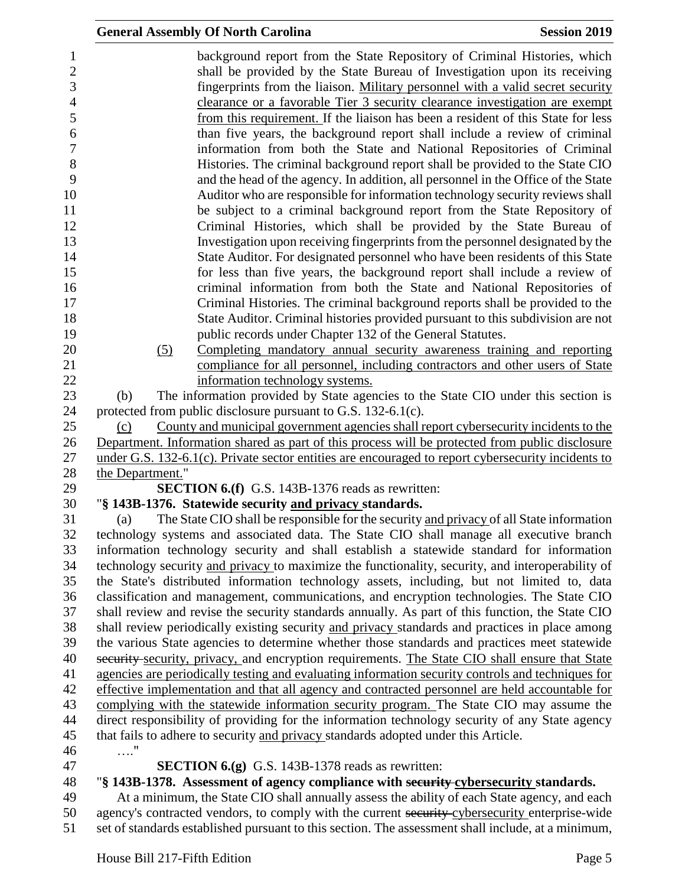background report from the State Repository of Criminal Histories, which shall be provided by the State Bureau of Investigation upon its receiving fingerprints from the liaison. Military personnel with a valid secret security clearance or a favorable Tier 3 security clearance investigation are exempt from this requirement. If the liaison has been a resident of this State for less than five years, the background report shall include a review of criminal information from both the State and National Repositories of Criminal Histories. The criminal background report shall be provided to the State CIO and the head of the agency. In addition, all personnel in the Office of the State Auditor who are responsible for information technology security reviews shall be subject to a criminal background report from the State Repository of Criminal Histories, which shall be provided by the State Bureau of Investigation upon receiving fingerprints from the personnel designated by the State Auditor. For designated personnel who have been residents of this State for less than five years, the background report shall include a review of criminal information from both the State and National Repositories of Criminal Histories. The criminal background reports shall be provided to the State Auditor. Criminal histories provided pursuant to this subdivision are not public records under Chapter 132 of the General Statutes.

(5) Completing mandatory annual security awareness training and reporting compliance for all personnel, including contractors and other users of State information technology systems.

(b) The information provided by State agencies to the State CIO under this section is protected from public disclosure pursuant to G.S. 132-6.1(c).

(c) County and municipal government agencies shall report cybersecurity incidents to the Department. Information shared as part of this process will be protected from public disclosure under G.S. 132-6.1(c). Private sector entities are encouraged to report cybersecurity incidents to the Department."

**SECTION 6.(f)** G.S. 143B-1376 reads as rewritten:

"**§ 143B-1376. Statewide security and privacy standards.**

(a) The State CIO shall be responsible for the security and privacy of all State information technology systems and associated data. The State CIO shall manage all executive branch information technology security and shall establish a statewide standard for information technology security and privacy to maximize the functionality, security, and interoperability of the State's distributed information technology assets, including, but not limited to, data classification and management, communications, and encryption technologies. The State CIO shall review and revise the security standards annually. As part of this function, the State CIO shall review periodically existing security and privacy standards and practices in place among the various State agencies to determine whether those standards and practices meet statewide ~~security~~ security, privacy, and encryption requirements. The State CIO shall ensure that State agencies are periodically testing and evaluating information security controls and techniques for effective implementation and that all agency and contracted personnel are held accountable for complying with the statewide information security program. The State CIO may assume the direct responsibility of providing for the information technology security of any State agency that fails to adhere to security and privacy standards adopted under this Article.

…."

**SECTION 6.(g)** G.S. 143B-1378 reads as rewritten:

"**§ 143B-1378. Assessment of agency compliance with ~~security~~ cybersecurity standards.**

At a minimum, the State CIO shall annually assess the ability of each State agency, and each agency's contracted vendors, to comply with the current ~~security~~ cybersecurity enterprise-wide set of standards established pursuant to this section. The assessment shall include, at a minimum,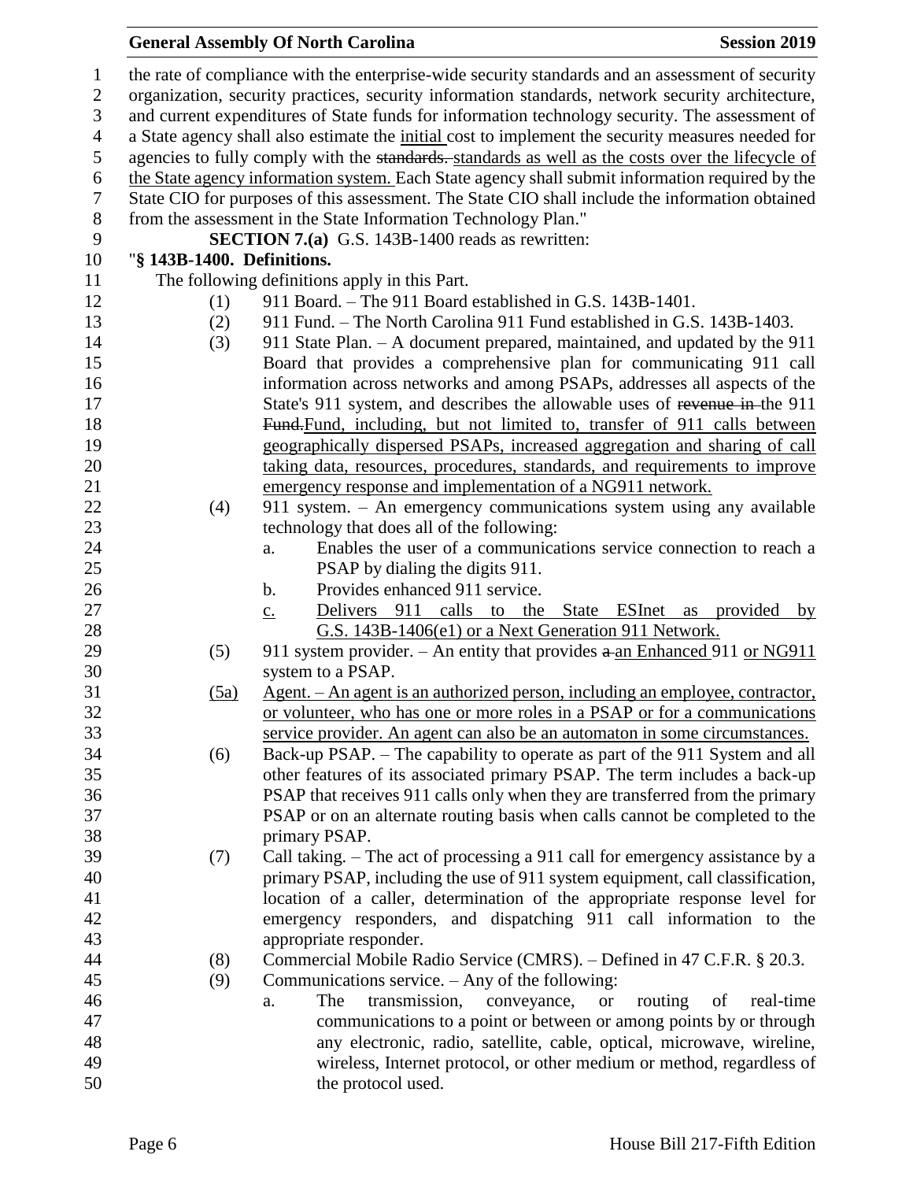the rate of compliance with the enterprise-wide security standards and an assessment of security organization, security practices, security information standards, network security architecture, and current expenditures of State funds for information technology security. The assessment of a State agency shall also estimate the initial cost to implement the security measures needed for agencies to fully comply with the ~~standards.~~ standards as well as the costs over the lifecycle of the State agency information system. Each State agency shall submit information required by the State CIO for purposes of this assessment. The State CIO shall include the information obtained from the assessment in the State Information Technology Plan."

**SECTION 7.(a)** G.S. 143B-1400 reads as rewritten:

"**§ 143B-1400. Definitions.**

The following definitions apply in this Part.

(1) 911 Board. – The 911 Board established in G.S. 143B-1401.

(2) 911 Fund. – The North Carolina 911 Fund established in G.S. 143B-1403.

(3) 911 State Plan. – A document prepared, maintained, and updated by the 911 Board that provides a comprehensive plan for communicating 911 call information across networks and among PSAPs, addresses all aspects of the State's 911 system, and describes the allowable uses of ~~revenue in~~ the 911 ~~Fund.~~Fund, including, but not limited to, transfer of 911 calls between geographically dispersed PSAPs, increased aggregation and sharing of call taking data, resources, procedures, standards, and requirements to improve emergency response and implementation of a NG911 network.

(4) 911 system. – An emergency communications system using any available technology that does all of the following:

a. Enables the user of a communications service connection to reach a PSAP by dialing the digits 911.

b. Provides enhanced 911 service.

c. Delivers 911 calls to the State ESInet as provided by G.S. 143B-1406(e1) or a Next Generation 911 Network.

(5) 911 system provider. – An entity that provides ~~a~~ an Enhanced 911 or NG911 system to a PSAP.

(5a) Agent. – An agent is an authorized person, including an employee, contractor, or volunteer, who has one or more roles in a PSAP or for a communications service provider. An agent can also be an automaton in some circumstances.

(6) Back-up PSAP. – The capability to operate as part of the 911 System and all other features of its associated primary PSAP. The term includes a back-up PSAP that receives 911 calls only when they are transferred from the primary PSAP or on an alternate routing basis when calls cannot be completed to the primary PSAP.

(7) Call taking. – The act of processing a 911 call for emergency assistance by a primary PSAP, including the use of 911 system equipment, call classification, location of a caller, determination of the appropriate response level for emergency responders, and dispatching 911 call information to the appropriate responder.

(8) Commercial Mobile Radio Service (CMRS). – Defined in 47 C.F.R. § 20.3.

(9) Communications service. – Any of the following:

a. The transmission, conveyance, or routing of real-time communications to a point or between or among points by or through any electronic, radio, satellite, cable, optical, microwave, wireline, wireless, Internet protocol, or other medium or method, regardless of the protocol used.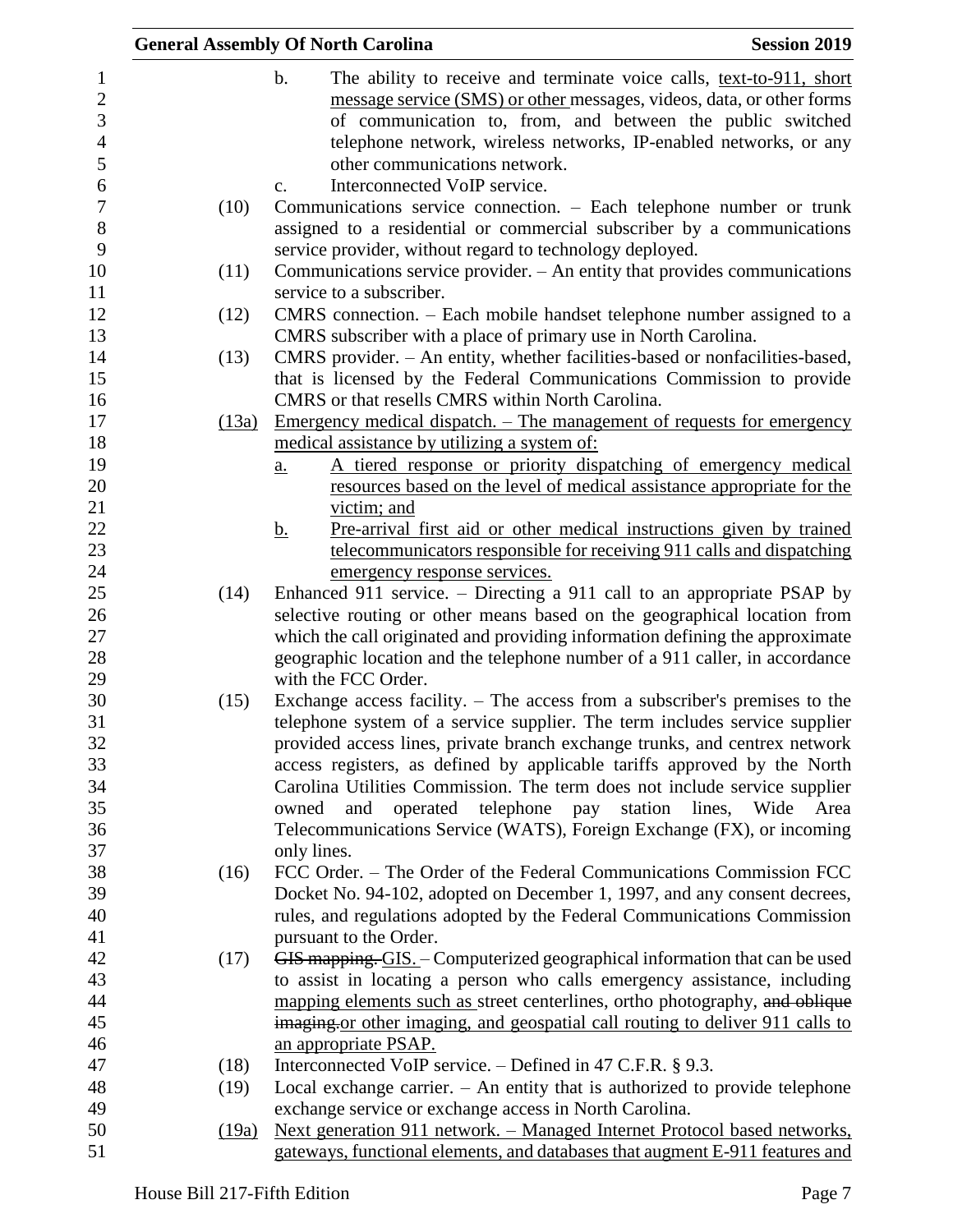b. The ability to receive and terminate voice calls, text-to-911, short message service (SMS) or other messages, videos, data, or other forms of communication to, from, and between the public switched telephone network, wireless networks, IP-enabled networks, or any other communications network.

c. Interconnected VoIP service.

(10) Communications service connection. – Each telephone number or trunk assigned to a residential or commercial subscriber by a communications service provider, without regard to technology deployed.

(11) Communications service provider. – An entity that provides communications service to a subscriber.

(12) CMRS connection. – Each mobile handset telephone number assigned to a CMRS subscriber with a place of primary use in North Carolina.

(13) CMRS provider. – An entity, whether facilities-based or nonfacilities-based, that is licensed by the Federal Communications Commission to provide CMRS or that resells CMRS within North Carolina.

(13a) Emergency medical dispatch. – The management of requests for emergency medical assistance by utilizing a system of:

a. A tiered response or priority dispatching of emergency medical resources based on the level of medical assistance appropriate for the victim; and

b. Pre-arrival first aid or other medical instructions given by trained telecommunicators responsible for receiving 911 calls and dispatching emergency response services.

(14) Enhanced 911 service. – Directing a 911 call to an appropriate PSAP by selective routing or other means based on the geographical location from which the call originated and providing information defining the approximate geographic location and the telephone number of a 911 caller, in accordance with the FCC Order.

(15) Exchange access facility. – The access from a subscriber's premises to the telephone system of a service supplier. The term includes service supplier provided access lines, private branch exchange trunks, and centrex network access registers, as defined by applicable tariffs approved by the North Carolina Utilities Commission. The term does not include service supplier owned and operated telephone pay station lines, Wide Area Telecommunications Service (WATS), Foreign Exchange (FX), or incoming only lines.

(16) FCC Order. – The Order of the Federal Communications Commission FCC Docket No. 94-102, adopted on December 1, 1997, and any consent decrees, rules, and regulations adopted by the Federal Communications Commission pursuant to the Order.

(17) ~~GIS mapping.~~ GIS. – Computerized geographical information that can be used to assist in locating a person who calls emergency assistance, including mapping elements such as street centerlines, ortho photography, ~~and oblique imaging.~~ or other imaging, and geospatial call routing to deliver 911 calls to an appropriate PSAP.

(18) Interconnected VoIP service. – Defined in 47 C.F.R. § 9.3.

(19) Local exchange carrier. – An entity that is authorized to provide telephone exchange service or exchange access in North Carolina.

(19a) Next generation 911 network. – Managed Internet Protocol based networks, gateways, functional elements, and databases that augment E-911 features and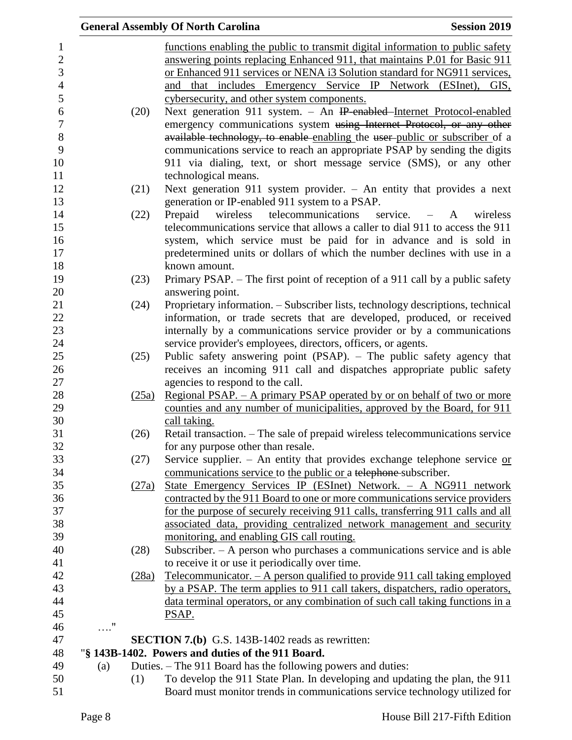functions enabling the public to transmit digital information to public safety answering points replacing Enhanced 911, that maintains P.01 for Basic 911 or Enhanced 911 services or NENA i3 Solution standard for NG911 services, and that includes Emergency Service IP Network (ESInet), GIS, cybersecurity, and other system components.

(20) Next generation 911 system. – An ~~IP-enabled~~ Internet Protocol-enabled emergency communications system ~~using Internet Protocol, or any other available technology, to enable~~ enabling the ~~user~~ public or subscriber of a communications service to reach an appropriate PSAP by sending the digits 911 via dialing, text, or short message service (SMS), or any other technological means.

(21) Next generation 911 system provider. – An entity that provides a next generation or IP-enabled 911 system to a PSAP.

(22) Prepaid wireless telecommunications service. – A wireless telecommunications service that allows a caller to dial 911 to access the 911 system, which service must be paid for in advance and is sold in predetermined units or dollars of which the number declines with use in a known amount.

(23) Primary PSAP. – The first point of reception of a 911 call by a public safety answering point.

(24) Proprietary information. – Subscriber lists, technology descriptions, technical information, or trade secrets that are developed, produced, or received internally by a communications service provider or by a communications service provider's employees, directors, officers, or agents.

(25) Public safety answering point (PSAP). – The public safety agency that receives an incoming 911 call and dispatches appropriate public safety agencies to respond to the call.

(25a) Regional PSAP. – A primary PSAP operated by or on behalf of two or more counties and any number of municipalities, approved by the Board, for 911 call taking.

(26) Retail transaction. – The sale of prepaid wireless telecommunications service for any purpose other than resale.

(27) Service supplier. – An entity that provides exchange telephone service or communications service to the public or a ~~telephone~~ subscriber.

(27a) State Emergency Services IP (ESInet) Network. – A NG911 network contracted by the 911 Board to one or more communications service providers for the purpose of securely receiving 911 calls, transferring 911 calls and all associated data, providing centralized network management and security monitoring, and enabling GIS call routing.

(28) Subscriber. – A person who purchases a communications service and is able to receive it or use it periodically over time.

(28a) Telecommunicator. – A person qualified to provide 911 call taking employed by a PSAP. The term applies to 911 call takers, dispatchers, radio operators, data terminal operators, or any combination of such call taking functions in a PSAP.

…."

**SECTION 7.(b)** G.S. 143B-1402 reads as rewritten:

"**§ 143B-1402. Powers and duties of the 911 Board.**

(a) Duties. – The 911 Board has the following powers and duties:

(1) To develop the 911 State Plan. In developing and updating the plan, the 911 Board must monitor trends in communications service technology utilized for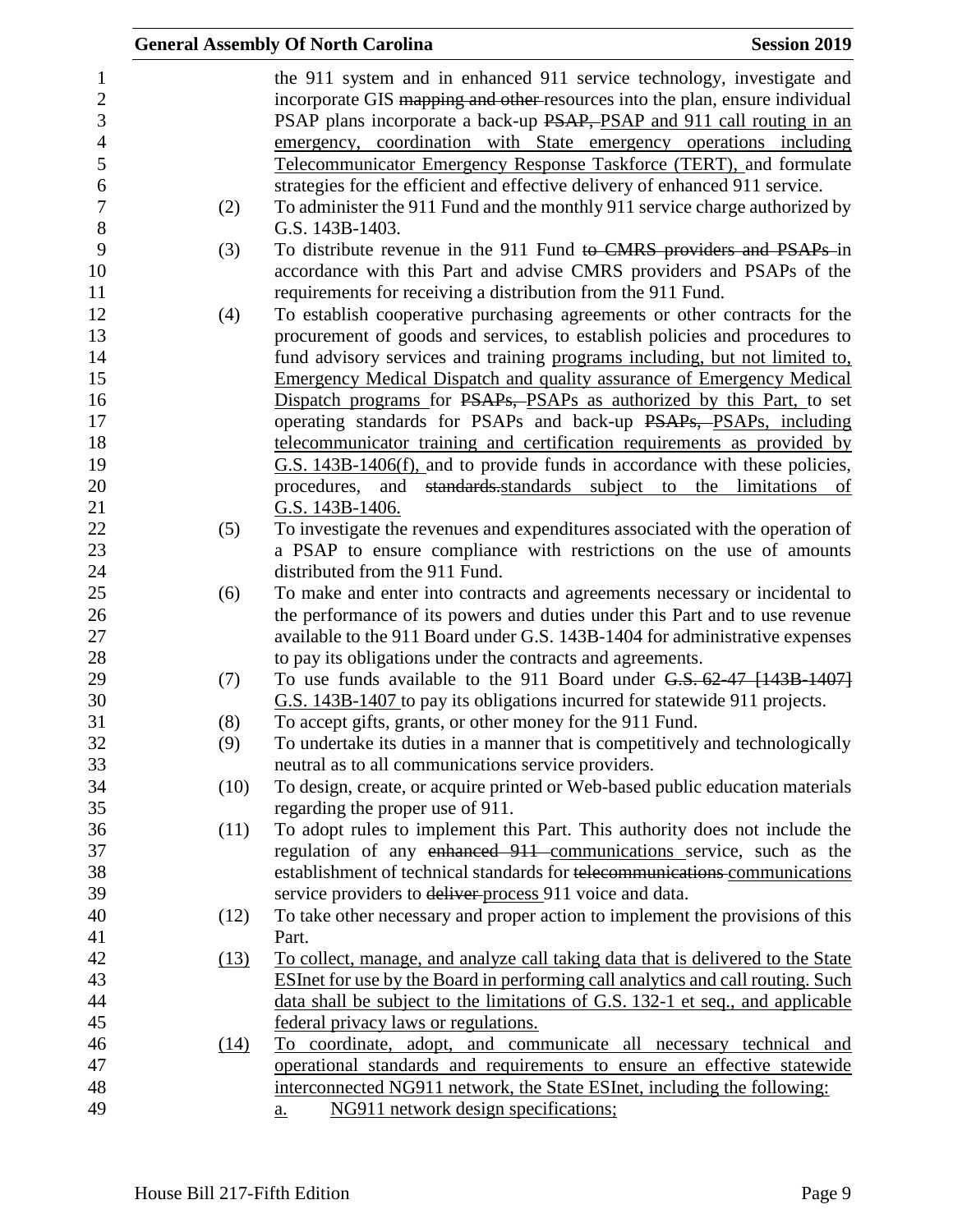the 911 system and in enhanced 911 service technology, investigate and incorporate GIS mapping and other resources into the plan, ensure individual PSAP plans incorporate a back-up PSAP, PSAP and 911 call routing in an emergency, coordination with State emergency operations including Telecommunicator Emergency Response Taskforce (TERT), and formulate strategies for the efficient and effective delivery of enhanced 911 service.

(2) To administer the 911 Fund and the monthly 911 service charge authorized by G.S. 143B-1403.

(3) To distribute revenue in the 911 Fund to CMRS providers and PSAPs in accordance with this Part and advise CMRS providers and PSAPs of the requirements for receiving a distribution from the 911 Fund.

(4) To establish cooperative purchasing agreements or other contracts for the procurement of goods and services, to establish policies and procedures to fund advisory services and training programs including, but not limited to, Emergency Medical Dispatch and quality assurance of Emergency Medical Dispatch programs for PSAPs, PSAPs as authorized by this Part, to set operating standards for PSAPs and back-up PSAPs, PSAPs, including telecommunicator training and certification requirements as provided by G.S. 143B-1406(f), and to provide funds in accordance with these policies, procedures, and standards.standards subject to the limitations of G.S. 143B-1406.

(5) To investigate the revenues and expenditures associated with the operation of a PSAP to ensure compliance with restrictions on the use of amounts distributed from the 911 Fund.

(6) To make and enter into contracts and agreements necessary or incidental to the performance of its powers and duties under this Part and to use revenue available to the 911 Board under G.S. 143B-1404 for administrative expenses to pay its obligations under the contracts and agreements.

(7) To use funds available to the 911 Board under G.S. 62-47 [143B-1407] G.S. 143B-1407 to pay its obligations incurred for statewide 911 projects.

(8) To accept gifts, grants, or other money for the 911 Fund.

(9) To undertake its duties in a manner that is competitively and technologically neutral as to all communications service providers.

(10) To design, create, or acquire printed or Web-based public education materials regarding the proper use of 911.

(11) To adopt rules to implement this Part. This authority does not include the regulation of any enhanced 911 communications service, such as the establishment of technical standards for telecommunications communications service providers to deliver process 911 voice and data.

(12) To take other necessary and proper action to implement the provisions of this Part.

(13) To collect, manage, and analyze call taking data that is delivered to the State ESInet for use by the Board in performing call analytics and call routing. Such data shall be subject to the limitations of G.S. 132-1 et seq., and applicable federal privacy laws or regulations.

(14) To coordinate, adopt, and communicate all necessary technical and operational standards and requirements to ensure an effective statewide interconnected NG911 network, the State ESInet, including the following:

a. NG911 network design specifications;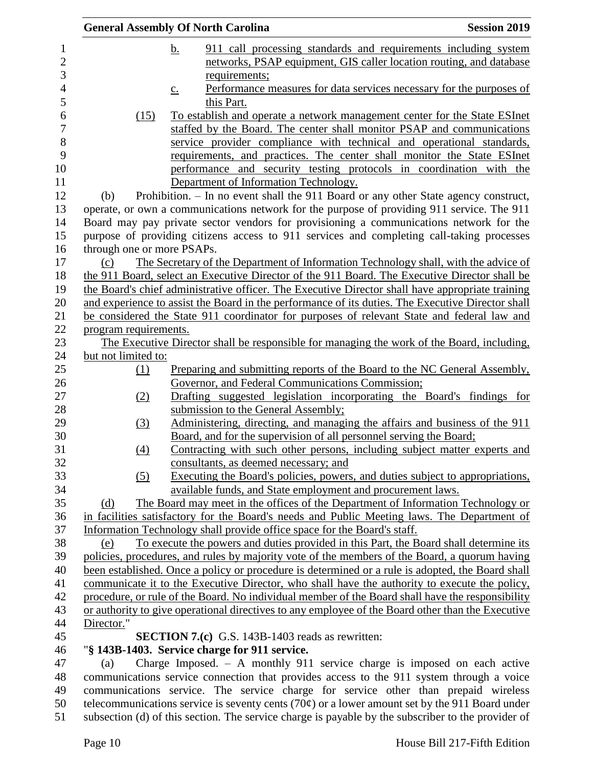b. 911 call processing standards and requirements including system networks, PSAP equipment, GIS caller location routing, and database requirements;

c. Performance measures for data services necessary for the purposes of this Part.

(15) To establish and operate a network management center for the State ESInet staffed by the Board. The center shall monitor PSAP and communications service provider compliance with technical and operational standards, requirements, and practices. The center shall monitor the State ESInet performance and security testing protocols in coordination with the Department of Information Technology.

(b) Prohibition. – In no event shall the 911 Board or any other State agency construct, operate, or own a communications network for the purpose of providing 911 service. The 911 Board may pay private sector vendors for provisioning a communications network for the purpose of providing citizens access to 911 services and completing call-taking processes through one or more PSAPs.

(c) The Secretary of the Department of Information Technology shall, with the advice of the 911 Board, select an Executive Director of the 911 Board. The Executive Director shall be the Board's chief administrative officer. The Executive Director shall have appropriate training and experience to assist the Board in the performance of its duties. The Executive Director shall be considered the State 911 coordinator for purposes of relevant State and federal law and program requirements.

The Executive Director shall be responsible for managing the work of the Board, including, but not limited to:

(1) Preparing and submitting reports of the Board to the NC General Assembly, Governor, and Federal Communications Commission;

(2) Drafting suggested legislation incorporating the Board's findings for submission to the General Assembly;

(3) Administering, directing, and managing the affairs and business of the 911 Board, and for the supervision of all personnel serving the Board;

(4) Contracting with such other persons, including subject matter experts and consultants, as deemed necessary; and

(5) Executing the Board's policies, powers, and duties subject to appropriations, available funds, and State employment and procurement laws.

(d) The Board may meet in the offices of the Department of Information Technology or in facilities satisfactory for the Board's needs and Public Meeting laws. The Department of Information Technology shall provide office space for the Board's staff.

(e) To execute the powers and duties provided in this Part, the Board shall determine its policies, procedures, and rules by majority vote of the members of the Board, a quorum having been established. Once a policy or procedure is determined or a rule is adopted, the Board shall communicate it to the Executive Director, who shall have the authority to execute the policy, procedure, or rule of the Board. No individual member of the Board shall have the responsibility or authority to give operational directives to any employee of the Board other than the Executive Director."

**SECTION 7.(c)** G.S. 143B-1403 reads as rewritten:

"**§ 143B-1403. Service charge for 911 service.**

(a) Charge Imposed. – A monthly 911 service charge is imposed on each active communications service connection that provides access to the 911 system through a voice communications service. The service charge for service other than prepaid wireless telecommunications service is seventy cents (70¢) or a lower amount set by the 911 Board under subsection (d) of this section. The service charge is payable by the subscriber to the provider of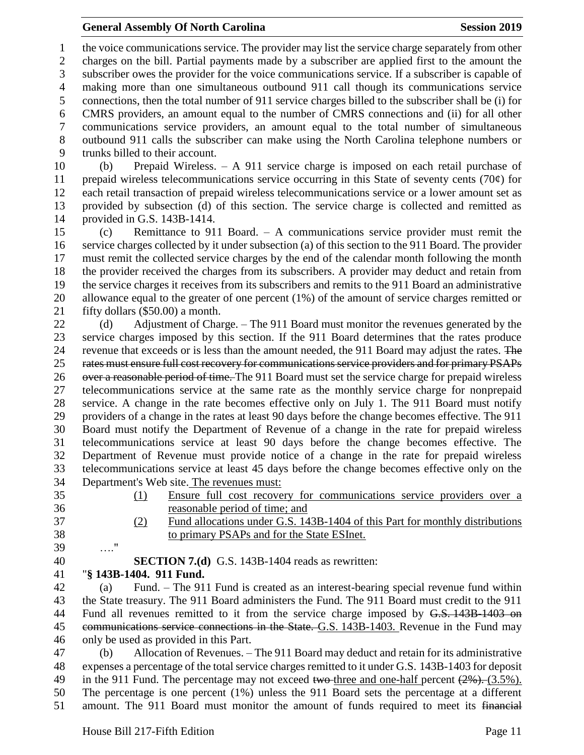the voice communications service. The provider may list the service charge separately from other charges on the bill. Partial payments made by a subscriber are applied first to the amount the subscriber owes the provider for the voice communications service. If a subscriber is capable of making more than one simultaneous outbound 911 call though its communications service connections, then the total number of 911 service charges billed to the subscriber shall be (i) for CMRS providers, an amount equal to the number of CMRS connections and (ii) for all other communications service providers, an amount equal to the total number of simultaneous outbound 911 calls the subscriber can make using the North Carolina telephone numbers or trunks billed to their account.

(b) Prepaid Wireless. – A 911 service charge is imposed on each retail purchase of prepaid wireless telecommunications service occurring in this State of seventy cents (70¢) for each retail transaction of prepaid wireless telecommunications service or a lower amount set as provided by subsection (d) of this section. The service charge is collected and remitted as provided in G.S. 143B-1414.

(c) Remittance to 911 Board. – A communications service provider must remit the service charges collected by it under subsection (a) of this section to the 911 Board. The provider must remit the collected service charges by the end of the calendar month following the month the provider received the charges from its subscribers. A provider may deduct and retain from the service charges it receives from its subscribers and remits to the 911 Board an administrative allowance equal to the greater of one percent (1%) of the amount of service charges remitted or fifty dollars ($50.00) a month.

(d) Adjustment of Charge. – The 911 Board must monitor the revenues generated by the service charges imposed by this section. If the 911 Board determines that the rates produce revenue that exceeds or is less than the amount needed, the 911 Board may adjust the rates. ~~The rates must ensure full cost recovery for communications service providers and for primary PSAPs over a reasonable period of time.~~ The 911 Board must set the service charge for prepaid wireless telecommunications service at the same rate as the monthly service charge for nonprepaid service. A change in the rate becomes effective only on July 1. The 911 Board must notify providers of a change in the rates at least 90 days before the change becomes effective. The 911 Board must notify the Department of Revenue of a change in the rate for prepaid wireless telecommunications service at least 90 days before the change becomes effective. The Department of Revenue must provide notice of a change in the rate for prepaid wireless telecommunications service at least 45 days before the change becomes effective only on the Department's Web site. <u>The revenues must:</u>

<u>(1)</u> <u>Ensure full cost recovery for communications service providers over a reasonable period of time; and</u>

<u>(2)</u> <u>Fund allocations under G.S. 143B-1404 of this Part for monthly distributions to primary PSAPs and for the State ESInet.</u>

…."

**SECTION 7.(d)** G.S. 143B-1404 reads as rewritten:

"**§ 143B-1404. 911 Fund.**

(a) Fund. – The 911 Fund is created as an interest-bearing special revenue fund within the State treasury. The 911 Board administers the Fund. The 911 Board must credit to the 911 Fund all revenues remitted to it from the service charge imposed by ~~G.S. 143B-1403 on communications service connections in the State.~~ <u>G.S. 143B-1403.</u> Revenue in the Fund may only be used as provided in this Part.

(b) Allocation of Revenues. – The 911 Board may deduct and retain for its administrative expenses a percentage of the total service charges remitted to it under G.S. 143B-1403 for deposit in the 911 Fund. The percentage may not exceed ~~two~~ <u>three and one-half</u> percent ~~(2%).~~ <u>(3.5%).</u> The percentage is one percent (1%) unless the 911 Board sets the percentage at a different amount. The 911 Board must monitor the amount of funds required to meet its ~~financial~~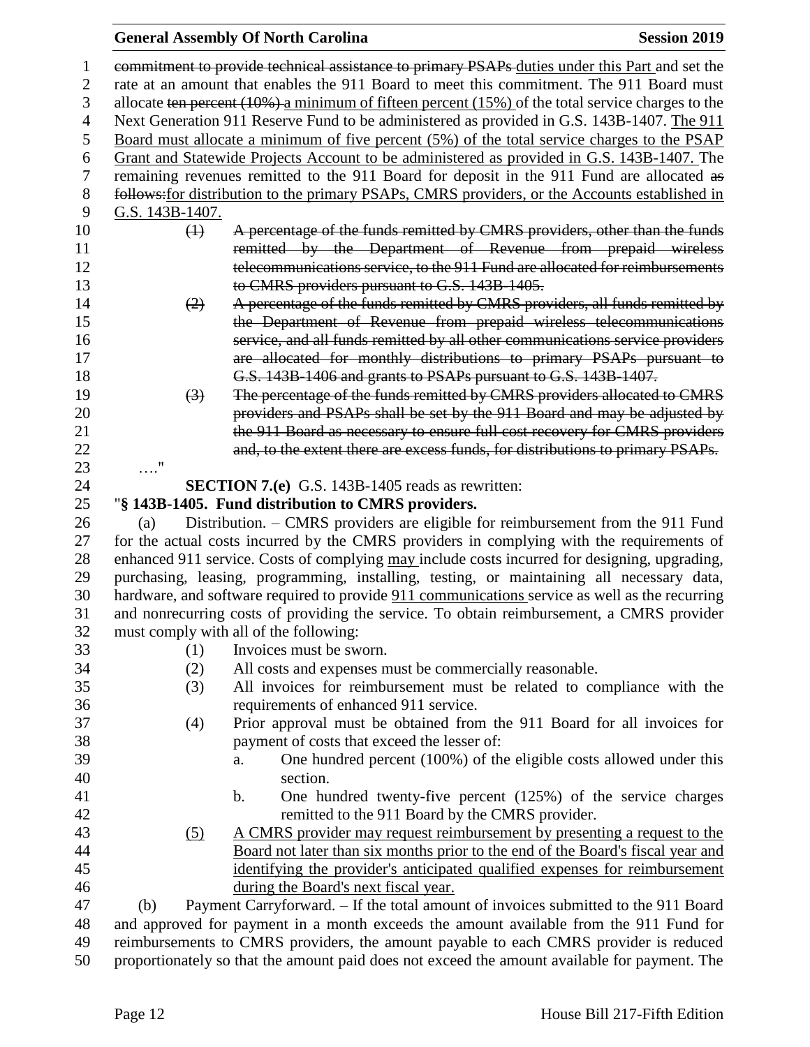commitment to provide technical assistance to primary PSAPs ~~duties under this Part~~ and set the rate at an amount that enables the 911 Board to meet this commitment. The 911 Board must allocate ~~ten percent (10%)~~ a minimum of fifteen percent (15%) of the total service charges to the Next Generation 911 Reserve Fund to be administered as provided in G.S. 143B-1407. The 911 Board must allocate a minimum of five percent (5%) of the total service charges to the PSAP Grant and Statewide Projects Account to be administered as provided in G.S. 143B-1407. The remaining revenues remitted to the 911 Board for deposit in the 911 Fund are allocated ~~as follows:~~for distribution to the primary PSAPs, CMRS providers, or the Accounts established in G.S. 143B-1407.

~~(1) A percentage of the funds remitted by CMRS providers, other than the funds remitted by the Department of Revenue from prepaid wireless telecommunications service, to the 911 Fund are allocated for reimbursements to CMRS providers pursuant to G.S. 143B-1405.~~

~~(2) A percentage of the funds remitted by CMRS providers, all funds remitted by the Department of Revenue from prepaid wireless telecommunications service, and all funds remitted by all other communications service providers are allocated for monthly distributions to primary PSAPs pursuant to G.S. 143B-1406 and grants to PSAPs pursuant to G.S. 143B-1407.~~

~~(3) The percentage of the funds remitted by CMRS providers allocated to CMRS providers and PSAPs shall be set by the 911 Board and may be adjusted by the 911 Board as necessary to ensure full cost recovery for CMRS providers and, to the extent there are excess funds, for distributions to primary PSAPs.~~

…."

**SECTION 7.(e)** G.S. 143B-1405 reads as rewritten:

"**§ 143B-1405. Fund distribution to CMRS providers.**

(a) Distribution. – CMRS providers are eligible for reimbursement from the 911 Fund for the actual costs incurred by the CMRS providers in complying with the requirements of enhanced 911 service. Costs of complying may include costs incurred for designing, upgrading, purchasing, leasing, programming, installing, testing, or maintaining all necessary data, hardware, and software required to provide 911 communications service as well as the recurring and nonrecurring costs of providing the service. To obtain reimbursement, a CMRS provider must comply with all of the following:

(1) Invoices must be sworn.

(2) All costs and expenses must be commercially reasonable.

(3) All invoices for reimbursement must be related to compliance with the requirements of enhanced 911 service.

(4) Prior approval must be obtained from the 911 Board for all invoices for payment of costs that exceed the lesser of:

a. One hundred percent (100%) of the eligible costs allowed under this section.

b. One hundred twenty-five percent (125%) of the service charges remitted to the 911 Board by the CMRS provider.

(5) A CMRS provider may request reimbursement by presenting a request to the Board not later than six months prior to the end of the Board's fiscal year and identifying the provider's anticipated qualified expenses for reimbursement during the Board's next fiscal year.

(b) Payment Carryforward. – If the total amount of invoices submitted to the 911 Board and approved for payment in a month exceeds the amount available from the 911 Fund for reimbursements to CMRS providers, the amount payable to each CMRS provider is reduced proportionately so that the amount paid does not exceed the amount available for payment. The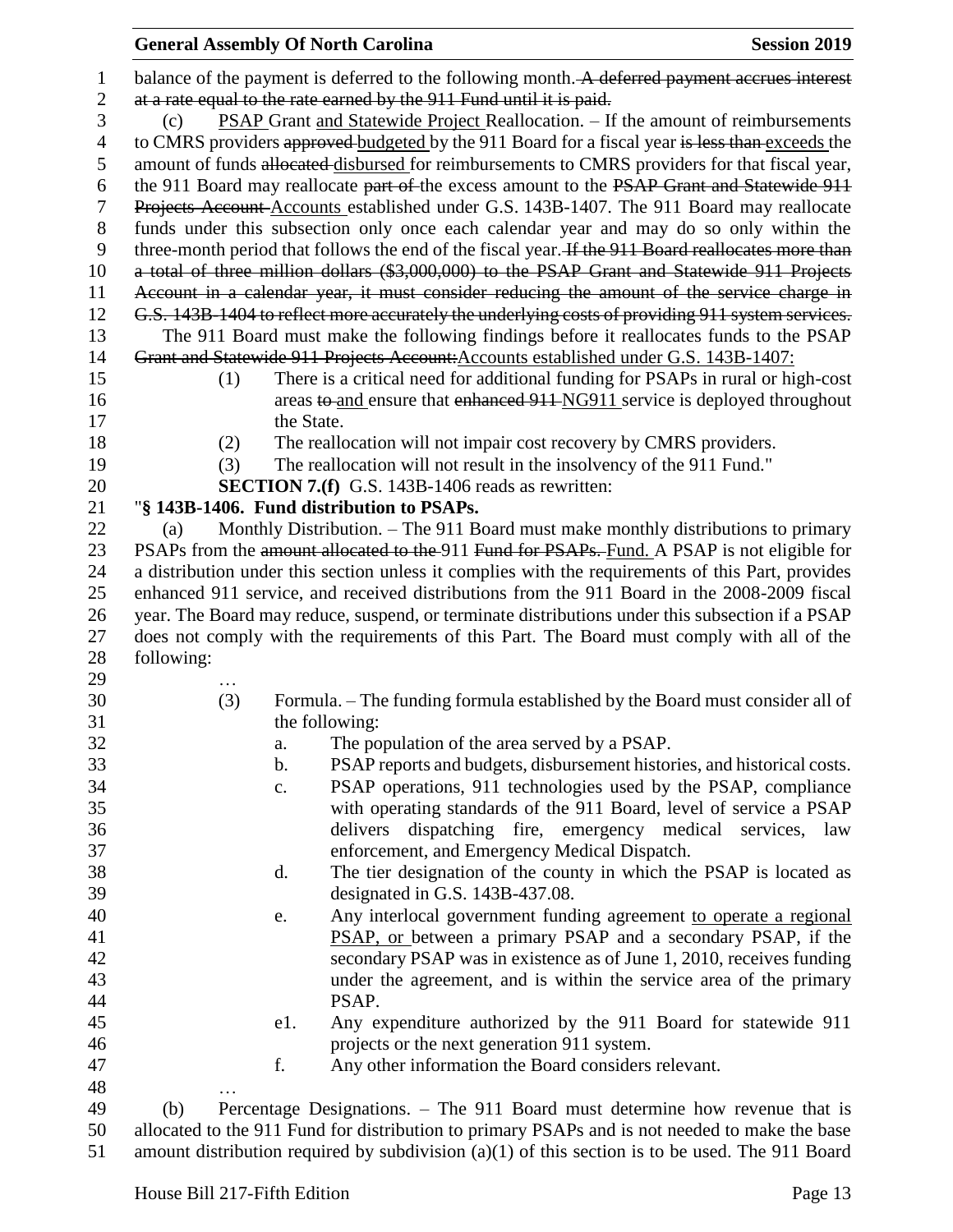balance of the payment is deferred to the following month. ~~A deferred payment accrues interest at a rate equal to the rate earned by the 911 Fund until it is paid.~~

(c) PSAP Grant and Statewide Project Reallocation. – If the amount of reimbursements to CMRS providers ~~approved~~ budgeted by the 911 Board for a fiscal year ~~is less than~~ exceeds the amount of funds ~~allocated~~ disbursed for reimbursements to CMRS providers for that fiscal year, the 911 Board may reallocate ~~part of~~ the excess amount to the ~~PSAP Grant and Statewide 911 Projects Account~~ Accounts established under G.S. 143B-1407. The 911 Board may reallocate funds under this subsection only once each calendar year and may do so only within the three-month period that follows the end of the fiscal year. ~~If the 911 Board reallocates more than a total of three million dollars ($3,000,000) to the PSAP Grant and Statewide 911 Projects Account in a calendar year, it must consider reducing the amount of the service charge in G.S. 143B-1404 to reflect more accurately the underlying costs of providing 911 system services.~~

The 911 Board must make the following findings before it reallocates funds to the PSAP ~~Grant and Statewide 911 Projects Account:~~ Accounts established under G.S. 143B-1407:

(1) There is a critical need for additional funding for PSAPs in rural or high-cost areas ~~to~~ and ensure that ~~enhanced 911~~ NG911 service is deployed throughout the State.

(2) The reallocation will not impair cost recovery by CMRS providers.

(3) The reallocation will not result in the insolvency of the 911 Fund."

**SECTION 7.(f)** G.S. 143B-1406 reads as rewritten:

"**§ 143B-1406. Fund distribution to PSAPs.**

(a) Monthly Distribution. – The 911 Board must make monthly distributions to primary PSAPs from the ~~amount allocated to the~~ 911 ~~Fund for PSAPs.~~ Fund. A PSAP is not eligible for a distribution under this section unless it complies with the requirements of this Part, provides enhanced 911 service, and received distributions from the 911 Board in the 2008-2009 fiscal year. The Board may reduce, suspend, or terminate distributions under this subsection if a PSAP does not comply with the requirements of this Part. The Board must comply with all of the following:

…

(3) Formula. – The funding formula established by the Board must consider all of the following:

a. The population of the area served by a PSAP.

b. PSAP reports and budgets, disbursement histories, and historical costs.

c. PSAP operations, 911 technologies used by the PSAP, compliance with operating standards of the 911 Board, level of service a PSAP delivers dispatching fire, emergency medical services, law enforcement, and Emergency Medical Dispatch.

d. The tier designation of the county in which the PSAP is located as designated in G.S. 143B-437.08.

e. Any interlocal government funding agreement to operate a regional PSAP, or between a primary PSAP and a secondary PSAP, if the secondary PSAP was in existence as of June 1, 2010, receives funding under the agreement, and is within the service area of the primary PSAP.

e1. Any expenditure authorized by the 911 Board for statewide 911 projects or the next generation 911 system.

f. Any other information the Board considers relevant.

…

(b) Percentage Designations. – The 911 Board must determine how revenue that is allocated to the 911 Fund for distribution to primary PSAPs and is not needed to make the base amount distribution required by subdivision (a)(1) of this section is to be used. The 911 Board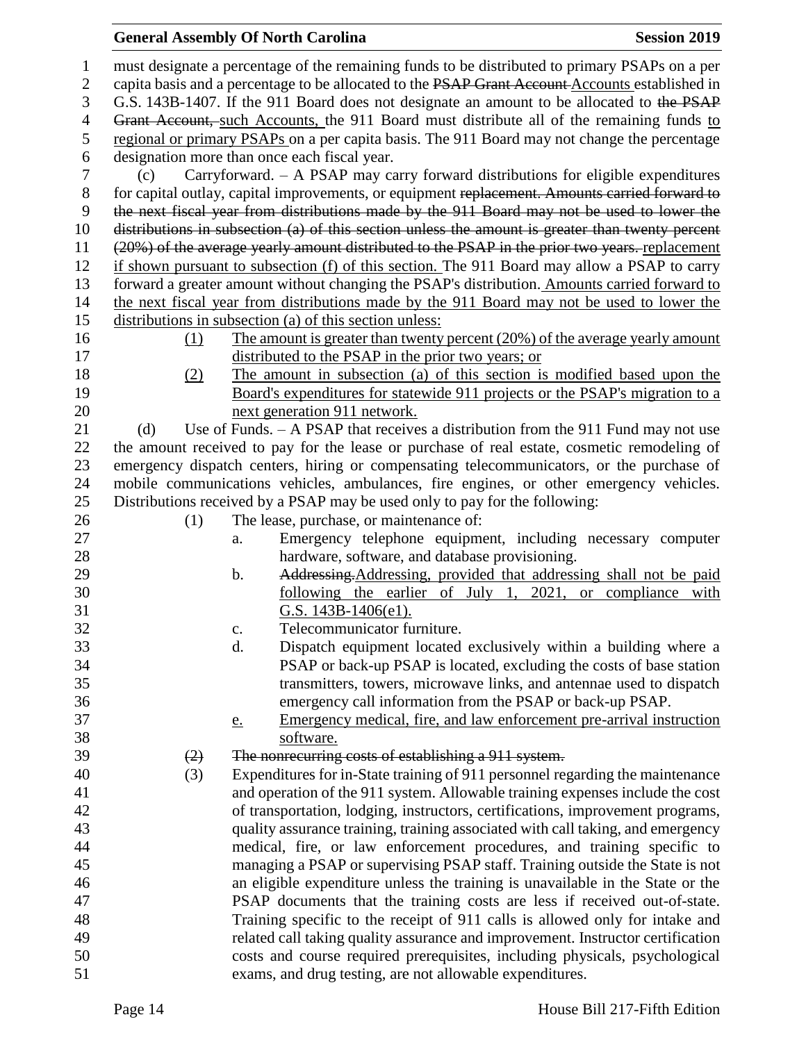must designate a percentage of the remaining funds to be distributed to primary PSAPs on a per capita basis and a percentage to be allocated to the ~~PSAP Grant Account~~ Accounts established in G.S. 143B-1407. If the 911 Board does not designate an amount to be allocated to ~~the PSAP Grant Account,~~ such Accounts, the 911 Board must distribute all of the remaining funds to regional or primary PSAPs on a per capita basis. The 911 Board may not change the percentage designation more than once each fiscal year.

(c) Carryforward. – A PSAP may carry forward distributions for eligible expenditures for capital outlay, capital improvements, or equipment ~~replacement. Amounts carried forward to the next fiscal year from distributions made by the 911 Board may not be used to lower the distributions in subsection (a) of this section unless the amount is greater than twenty percent (20%) of the average yearly amount distributed to the PSAP in the prior two years.~~ replacement if shown pursuant to subsection (f) of this section. The 911 Board may allow a PSAP to carry forward a greater amount without changing the PSAP's distribution. Amounts carried forward to the next fiscal year from distributions made by the 911 Board may not be used to lower the distributions in subsection (a) of this section unless:

(1) The amount is greater than twenty percent (20%) of the average yearly amount distributed to the PSAP in the prior two years; or

(2) The amount in subsection (a) of this section is modified based upon the Board's expenditures for statewide 911 projects or the PSAP's migration to a next generation 911 network.

(d) Use of Funds. – A PSAP that receives a distribution from the 911 Fund may not use the amount received to pay for the lease or purchase of real estate, cosmetic remodeling of emergency dispatch centers, hiring or compensating telecommunicators, or the purchase of mobile communications vehicles, ambulances, fire engines, or other emergency vehicles. Distributions received by a PSAP may be used only to pay for the following:

(1) The lease, purchase, or maintenance of:

a. Emergency telephone equipment, including necessary computer hardware, software, and database provisioning.

b. ~~Addressing.~~ Addressing, provided that addressing shall not be paid following the earlier of July 1, 2021, or compliance with G.S. 143B-1406(e1).

c. Telecommunicator furniture.

d. Dispatch equipment located exclusively within a building where a PSAP or back-up PSAP is located, excluding the costs of base station transmitters, towers, microwave links, and antennae used to dispatch emergency call information from the PSAP or back-up PSAP.

e. Emergency medical, fire, and law enforcement pre-arrival instruction software.

~~(2) The nonrecurring costs of establishing a 911 system.~~

(3) Expenditures for in-State training of 911 personnel regarding the maintenance and operation of the 911 system. Allowable training expenses include the cost of transportation, lodging, instructors, certifications, improvement programs, quality assurance training, training associated with call taking, and emergency medical, fire, or law enforcement procedures, and training specific to managing a PSAP or supervising PSAP staff. Training outside the State is not an eligible expenditure unless the training is unavailable in the State or the PSAP documents that the training costs are less if received out-of-state. Training specific to the receipt of 911 calls is allowed only for intake and related call taking quality assurance and improvement. Instructor certification costs and course required prerequisites, including physicals, psychological exams, and drug testing, are not allowable expenditures.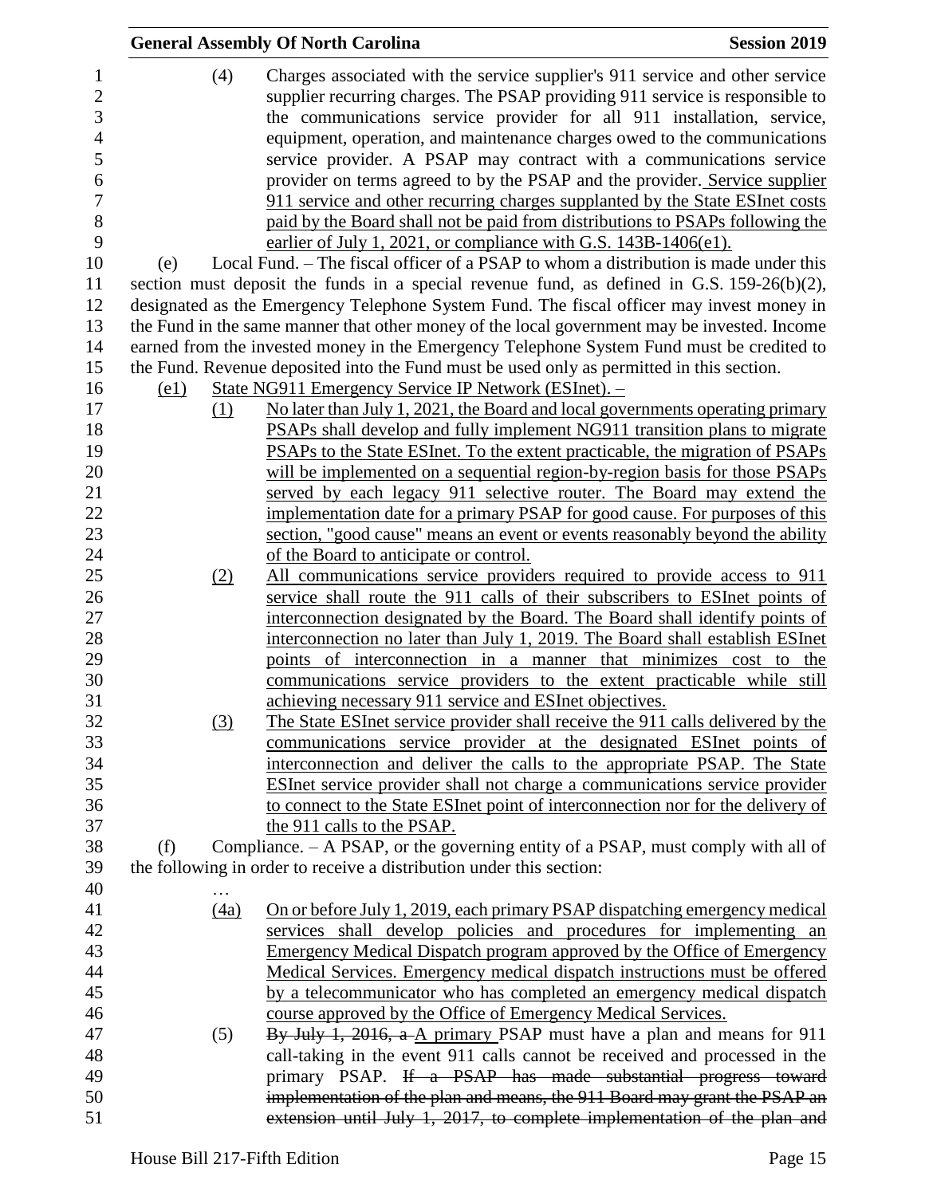(4) Charges associated with the service supplier's 911 service and other service supplier recurring charges. The PSAP providing 911 service is responsible to the communications service provider for all 911 installation, service, equipment, operation, and maintenance charges owed to the communications service provider. A PSAP may contract with a communications service provider on terms agreed to by the PSAP and the provider. Service supplier 911 service and other recurring charges supplanted by the State ESInet costs paid by the Board shall not be paid from distributions to PSAPs following the earlier of July 1, 2021, or compliance with G.S. 143B-1406(e1).

(e) Local Fund. – The fiscal officer of a PSAP to whom a distribution is made under this section must deposit the funds in a special revenue fund, as defined in G.S. 159-26(b)(2), designated as the Emergency Telephone System Fund. The fiscal officer may invest money in the Fund in the same manner that other money of the local government may be invested. Income earned from the invested money in the Emergency Telephone System Fund must be credited to the Fund. Revenue deposited into the Fund must be used only as permitted in this section.

(e1) State NG911 Emergency Service IP Network (ESInet). –

(1) No later than July 1, 2021, the Board and local governments operating primary PSAPs shall develop and fully implement NG911 transition plans to migrate PSAPs to the State ESInet. To the extent practicable, the migration of PSAPs will be implemented on a sequential region-by-region basis for those PSAPs served by each legacy 911 selective router. The Board may extend the implementation date for a primary PSAP for good cause. For purposes of this section, "good cause" means an event or events reasonably beyond the ability of the Board to anticipate or control.

(2) All communications service providers required to provide access to 911 service shall route the 911 calls of their subscribers to ESInet points of interconnection designated by the Board. The Board shall identify points of interconnection no later than July 1, 2019. The Board shall establish ESInet points of interconnection in a manner that minimizes cost to the communications service providers to the extent practicable while still achieving necessary 911 service and ESInet objectives.

(3) The State ESInet service provider shall receive the 911 calls delivered by the communications service provider at the designated ESInet points of interconnection and deliver the calls to the appropriate PSAP. The State ESInet service provider shall not charge a communications service provider to connect to the State ESInet point of interconnection nor for the delivery of the 911 calls to the PSAP.

(f) Compliance. – A PSAP, or the governing entity of a PSAP, must comply with all of the following in order to receive a distribution under this section:

…

(4a) On or before July 1, 2019, each primary PSAP dispatching emergency medical services shall develop policies and procedures for implementing an Emergency Medical Dispatch program approved by the Office of Emergency Medical Services. Emergency medical dispatch instructions must be offered by a telecommunicator who has completed an emergency medical dispatch course approved by the Office of Emergency Medical Services.

(5) ~~By July 1, 2016, a~~ A primary PSAP must have a plan and means for 911 call-taking in the event 911 calls cannot be received and processed in the primary PSAP. ~~If a PSAP has made substantial progress toward implementation of the plan and means, the 911 Board may grant the PSAP an extension until July 1, 2017, to complete implementation of the plan and~~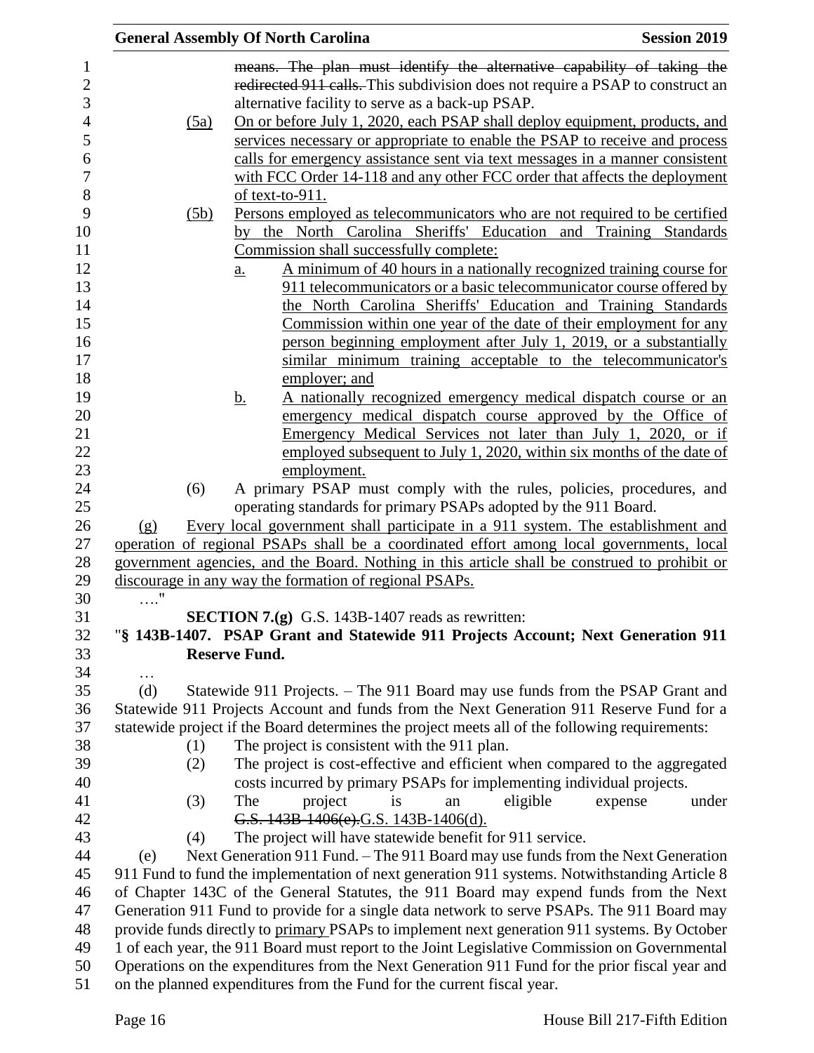means. The plan must identify the alternative capability of taking the redirected 911 calls. This subdivision does not require a PSAP to construct an alternative facility to serve as a back-up PSAP.

(5a) On or before July 1, 2020, each PSAP shall deploy equipment, products, and services necessary or appropriate to enable the PSAP to receive and process calls for emergency assistance sent via text messages in a manner consistent with FCC Order 14-118 and any other FCC order that affects the deployment of text-to-911.

(5b) Persons employed as telecommunicators who are not required to be certified by the North Carolina Sheriffs' Education and Training Standards Commission shall successfully complete:

a. A minimum of 40 hours in a nationally recognized training course for 911 telecommunicators or a basic telecommunicator course offered by the North Carolina Sheriffs' Education and Training Standards Commission within one year of the date of their employment for any person beginning employment after July 1, 2019, or a substantially similar minimum training acceptable to the telecommunicator's employer; and

b. A nationally recognized emergency medical dispatch course or an emergency medical dispatch course approved by the Office of Emergency Medical Services not later than July 1, 2020, or if employed subsequent to July 1, 2020, within six months of the date of employment.

(6) A primary PSAP must comply with the rules, policies, procedures, and operating standards for primary PSAPs adopted by the 911 Board.

(g) Every local government shall participate in a 911 system. The establishment and operation of regional PSAPs shall be a coordinated effort among local governments, local government agencies, and the Board. Nothing in this article shall be construed to prohibit or discourage in any way the formation of regional PSAPs.

…."

**SECTION 7.(g)** G.S. 143B-1407 reads as rewritten:

"**§ 143B-1407. PSAP Grant and Statewide 911 Projects Account; Next Generation 911 Reserve Fund.**

…

(d) Statewide 911 Projects. – The 911 Board may use funds from the PSAP Grant and Statewide 911 Projects Account and funds from the Next Generation 911 Reserve Fund for a statewide project if the Board determines the project meets all of the following requirements:

(1) The project is consistent with the 911 plan.

(2) The project is cost-effective and efficient when compared to the aggregated costs incurred by primary PSAPs for implementing individual projects.

(3) The project is an eligible expense under G.S. 143B-1406(e).G.S. 143B-1406(d).

(4) The project will have statewide benefit for 911 service.

(e) Next Generation 911 Fund. – The 911 Board may use funds from the Next Generation 911 Fund to fund the implementation of next generation 911 systems. Notwithstanding Article 8 of Chapter 143C of the General Statutes, the 911 Board may expend funds from the Next Generation 911 Fund to provide for a single data network to serve PSAPs. The 911 Board may provide funds directly to primary PSAPs to implement next generation 911 systems. By October 1 of each year, the 911 Board must report to the Joint Legislative Commission on Governmental Operations on the expenditures from the Next Generation 911 Fund for the prior fiscal year and on the planned expenditures from the Fund for the current fiscal year.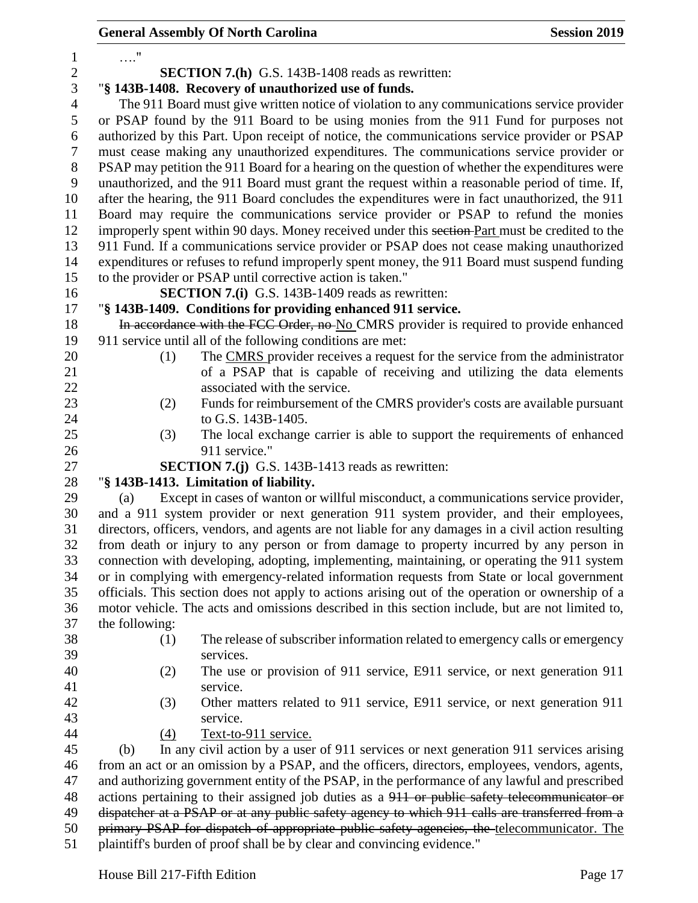…."

**SECTION 7.(h)** G.S. 143B-1408 reads as rewritten:

"**§ 143B-1408. Recovery of unauthorized use of funds.**

The 911 Board must give written notice of violation to any communications service provider or PSAP found by the 911 Board to be using monies from the 911 Fund for purposes not authorized by this Part. Upon receipt of notice, the communications service provider or PSAP must cease making any unauthorized expenditures. The communications service provider or PSAP may petition the 911 Board for a hearing on the question of whether the expenditures were unauthorized, and the 911 Board must grant the request within a reasonable period of time. If, after the hearing, the 911 Board concludes the expenditures were in fact unauthorized, the 911 Board may require the communications service provider or PSAP to refund the monies improperly spent within 90 days. Money received under this ~~section~~ Part must be credited to the 911 Fund. If a communications service provider or PSAP does not cease making unauthorized expenditures or refuses to refund improperly spent money, the 911 Board must suspend funding to the provider or PSAP until corrective action is taken."

**SECTION 7.(i)** G.S. 143B-1409 reads as rewritten:

"**§ 143B-1409. Conditions for providing enhanced 911 service.**

~~In accordance with the FCC Order, no~~ No CMRS provider is required to provide enhanced 911 service until all of the following conditions are met:

(1) The CMRS provider receives a request for the service from the administrator of a PSAP that is capable of receiving and utilizing the data elements associated with the service.

(2) Funds for reimbursement of the CMRS provider's costs are available pursuant to G.S. 143B-1405.

(3) The local exchange carrier is able to support the requirements of enhanced 911 service."

**SECTION 7.(j)** G.S. 143B-1413 reads as rewritten:

"**§ 143B-1413. Limitation of liability.**

(a) Except in cases of wanton or willful misconduct, a communications service provider, and a 911 system provider or next generation 911 system provider, and their employees, directors, officers, vendors, and agents are not liable for any damages in a civil action resulting from death or injury to any person or from damage to property incurred by any person in connection with developing, adopting, implementing, maintaining, or operating the 911 system or in complying with emergency-related information requests from State or local government officials. This section does not apply to actions arising out of the operation or ownership of a motor vehicle. The acts and omissions described in this section include, but are not limited to, the following:

(1) The release of subscriber information related to emergency calls or emergency services.

(2) The use or provision of 911 service, E911 service, or next generation 911 service.

(3) Other matters related to 911 service, E911 service, or next generation 911 service.

<u>(4) Text-to-911 service.</u>

(b) In any civil action by a user of 911 services or next generation 911 services arising from an act or an omission by a PSAP, and the officers, directors, employees, vendors, agents, and authorizing government entity of the PSAP, in the performance of any lawful and prescribed actions pertaining to their assigned job duties as a ~~911 or public safety telecommunicator or dispatcher at a PSAP or at any public safety agency to which 911 calls are transferred from a primary PSAP for dispatch of appropriate public safety agencies, the~~ telecommunicator. The plaintiff's burden of proof shall be by clear and convincing evidence."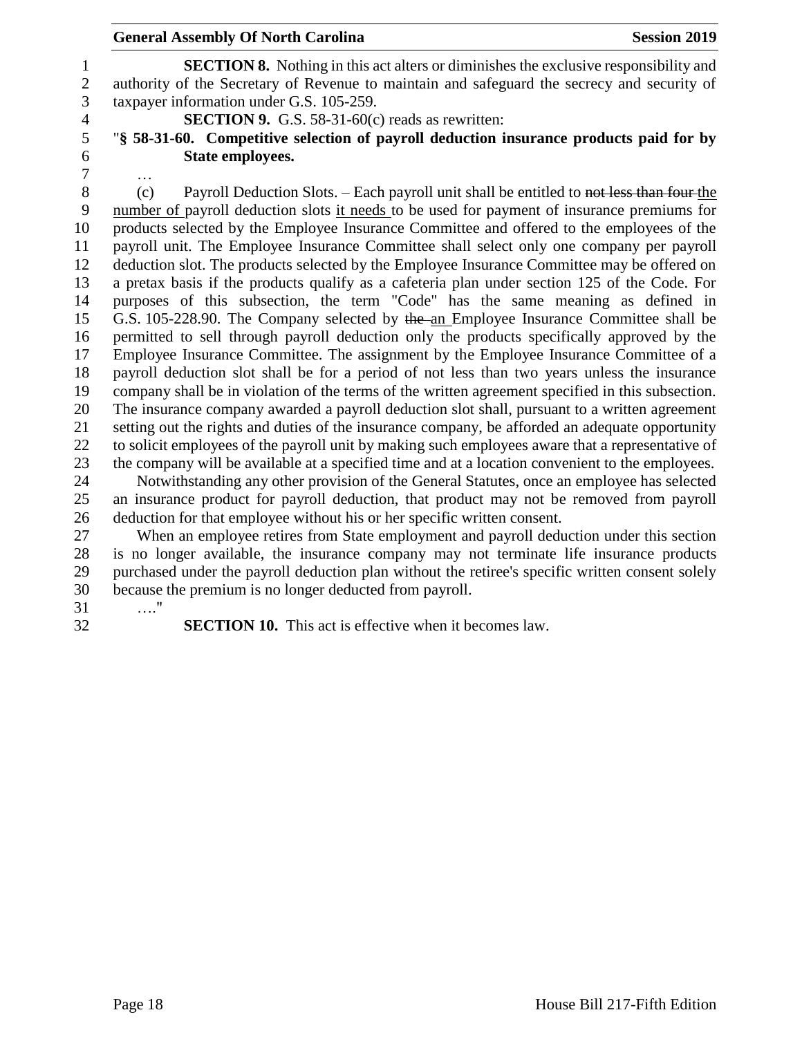**SECTION 8.** Nothing in this act alters or diminishes the exclusive responsibility and authority of the Secretary of Revenue to maintain and safeguard the secrecy and security of taxpayer information under G.S. 105-259.

**SECTION 9.** G.S. 58-31-60(c) reads as rewritten:

"**§ 58-31-60. Competitive selection of payroll deduction insurance products paid for by State employees.**

…

(c) Payroll Deduction Slots. – Each payroll unit shall be entitled to ~~not less than four~~ the number of payroll deduction slots it needs to be used for payment of insurance premiums for products selected by the Employee Insurance Committee and offered to the employees of the payroll unit. The Employee Insurance Committee shall select only one company per payroll deduction slot. The products selected by the Employee Insurance Committee may be offered on a pretax basis if the products qualify as a cafeteria plan under section 125 of the Code. For purposes of this subsection, the term "Code" has the same meaning as defined in G.S. 105-228.90. The Company selected by ~~the~~ an Employee Insurance Committee shall be permitted to sell through payroll deduction only the products specifically approved by the Employee Insurance Committee. The assignment by the Employee Insurance Committee of a payroll deduction slot shall be for a period of not less than two years unless the insurance company shall be in violation of the terms of the written agreement specified in this subsection. The insurance company awarded a payroll deduction slot shall, pursuant to a written agreement setting out the rights and duties of the insurance company, be afforded an adequate opportunity to solicit employees of the payroll unit by making such employees aware that a representative of the company will be available at a specified time and at a location convenient to the employees.

Notwithstanding any other provision of the General Statutes, once an employee has selected an insurance product for payroll deduction, that product may not be removed from payroll deduction for that employee without his or her specific written consent.

When an employee retires from State employment and payroll deduction under this section is no longer available, the insurance company may not terminate life insurance products purchased under the payroll deduction plan without the retiree's specific written consent solely because the premium is no longer deducted from payroll.

…."

**SECTION 10.** This act is effective when it becomes law.